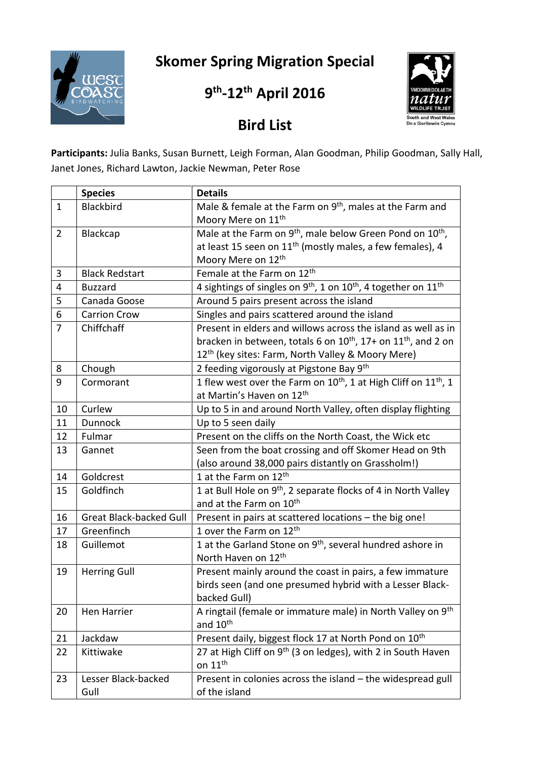# Skomer Spring Migration Special

## 9th-12th April 2016

## Bird List

**Participants:** Julia Banks, Susan Burnett, Leigh Forman, Alan Goodman, Philip Goodman, Sally Hall, Janet Jones, Richard Lawton, Jackie Newman, Peter Rose

| | Species | Details |
|---|---|---|
| 1 | Blackbird | Male & female at the Farm on 9th, males at the Farm and Moory Mere on 11th |
| 2 | Blackcap | Male at the Farm on 9th, male below Green Pond on 10th, at least 15 seen on 11th (mostly males, a few females), 4 Moory Mere on 12th |
| 3 | Black Redstart | Female at the Farm on 12th |
| 4 | Buzzard | 4 sightings of singles on 9th, 1 on 10th, 4 together on 11th |
| 5 | Canada Goose | Around 5 pairs present across the island |
| 6 | Carrion Crow | Singles and pairs scattered around the island |
| 7 | Chiffchaff | Present in elders and willows across the island as well as in bracken in between, totals 6 on 10th, 17+ on 11th, and 2 on 12th (key sites: Farm, North Valley & Moory Mere) |
| 8 | Chough | 2 feeding vigorously at Pigstone Bay 9th |
| 9 | Cormorant | 1 flew west over the Farm on 10th, 1 at High Cliff on 11th, 1 at Martin's Haven on 12th |
| 10 | Curlew | Up to 5 in and around North Valley, often display flighting |
| 11 | Dunnock | Up to 5 seen daily |
| 12 | Fulmar | Present on the cliffs on the North Coast, the Wick etc |
| 13 | Gannet | Seen from the boat crossing and off Skomer Head on 9th (also around 38,000 pairs distantly on Grassholm!) |
| 14 | Goldcrest | 1 at the Farm on 12th |
| 15 | Goldfinch | 1 at Bull Hole on 9th, 2 separate flocks of 4 in North Valley and at the Farm on 10th |
| 16 | Great Black-backed Gull | Present in pairs at scattered locations – the big one! |
| 17 | Greenfinch | 1 over the Farm on 12th |
| 18 | Guillemot | 1 at the Garland Stone on 9th, several hundred ashore in North Haven on 12th |
| 19 | Herring Gull | Present mainly around the coast in pairs, a few immature birds seen (and one presumed hybrid with a Lesser Black-backed Gull) |
| 20 | Hen Harrier | A ringtail (female or immature male) in North Valley on 9th and 10th |
| 21 | Jackdaw | Present daily, biggest flock 17 at North Pond on 10th |
| 22 | Kittiwake | 27 at High Cliff on 9th (3 on ledges), with 2 in South Haven on 11th |
| 23 | Lesser Black-backed Gull | Present in colonies across the island – the widespread gull of the island |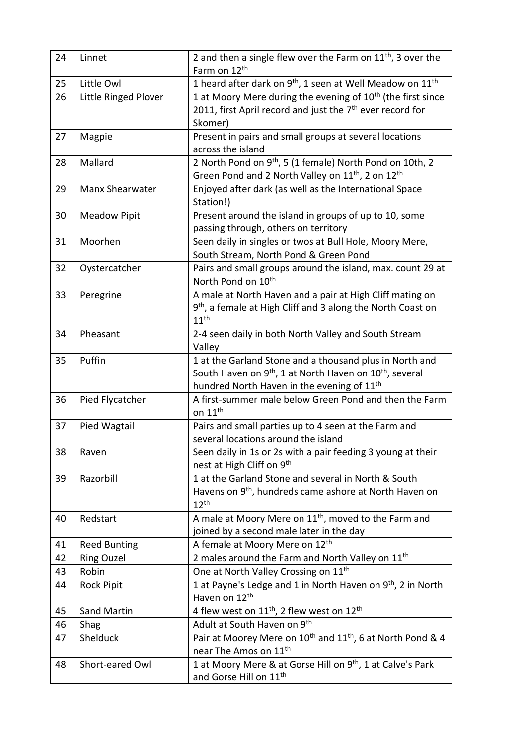| 24 | Linnet | 2 and then a single flew over the Farm on 11th, 3 over the Farm on 12th |
|---|---|---|
| 25 | Little Owl | 1 heard after dark on 9th, 1 seen at Well Meadow on 11th |
| 26 | Little Ringed Plover | 1 at Moory Mere during the evening of 10th (the first since 2011, first April record and just the 7th ever record for Skomer) |
| 27 | Magpie | Present in pairs and small groups at several locations across the island |
| 28 | Mallard | 2 North Pond on 9th, 5 (1 female) North Pond on 10th, 2 Green Pond and 2 North Valley on 11th, 2 on 12th |
| 29 | Manx Shearwater | Enjoyed after dark (as well as the International Space Station!) |
| 30 | Meadow Pipit | Present around the island in groups of up to 10, some passing through, others on territory |
| 31 | Moorhen | Seen daily in singles or twos at Bull Hole, Moory Mere, South Stream, North Pond & Green Pond |
| 32 | Oystercatcher | Pairs and small groups around the island, max. count 29 at North Pond on 10th |
| 33 | Peregrine | A male at North Haven and a pair at High Cliff mating on 9th, a female at High Cliff and 3 along the North Coast on 11th |
| 34 | Pheasant | 2-4 seen daily in both North Valley and South Stream Valley |
| 35 | Puffin | 1 at the Garland Stone and a thousand plus in North and South Haven on 9th, 1 at North Haven on 10th, several hundred North Haven in the evening of 11th |
| 36 | Pied Flycatcher | A first-summer male below Green Pond and then the Farm on 11th |
| 37 | Pied Wagtail | Pairs and small parties up to 4 seen at the Farm and several locations around the island |
| 38 | Raven | Seen daily in 1s or 2s with a pair feeding 3 young at their nest at High Cliff on 9th |
| 39 | Razorbill | 1 at the Garland Stone and several in North & South Havens on 9th, hundreds came ashore at North Haven on 12th |
| 40 | Redstart | A male at Moory Mere on 11th, moved to the Farm and joined by a second male later in the day |
| 41 | Reed Bunting | A female at Moory Mere on 12th |
| 42 | Ring Ouzel | 2 males around the Farm and North Valley on 11th |
| 43 | Robin | One at North Valley Crossing on 11th |
| 44 | Rock Pipit | 1 at Payne's Ledge and 1 in North Haven on 9th, 2 in North Haven on 12th |
| 45 | Sand Martin | 4 flew west on 11th, 2 flew west on 12th |
| 46 | Shag | Adult at South Haven on 9th |
| 47 | Shelduck | Pair at Moorey Mere on 10th and 11th, 6 at North Pond & 4 near The Amos on 11th |
| 48 | Short-eared Owl | 1 at Moory Mere & at Gorse Hill on 9th, 1 at Calve's Park and Gorse Hill on 11th |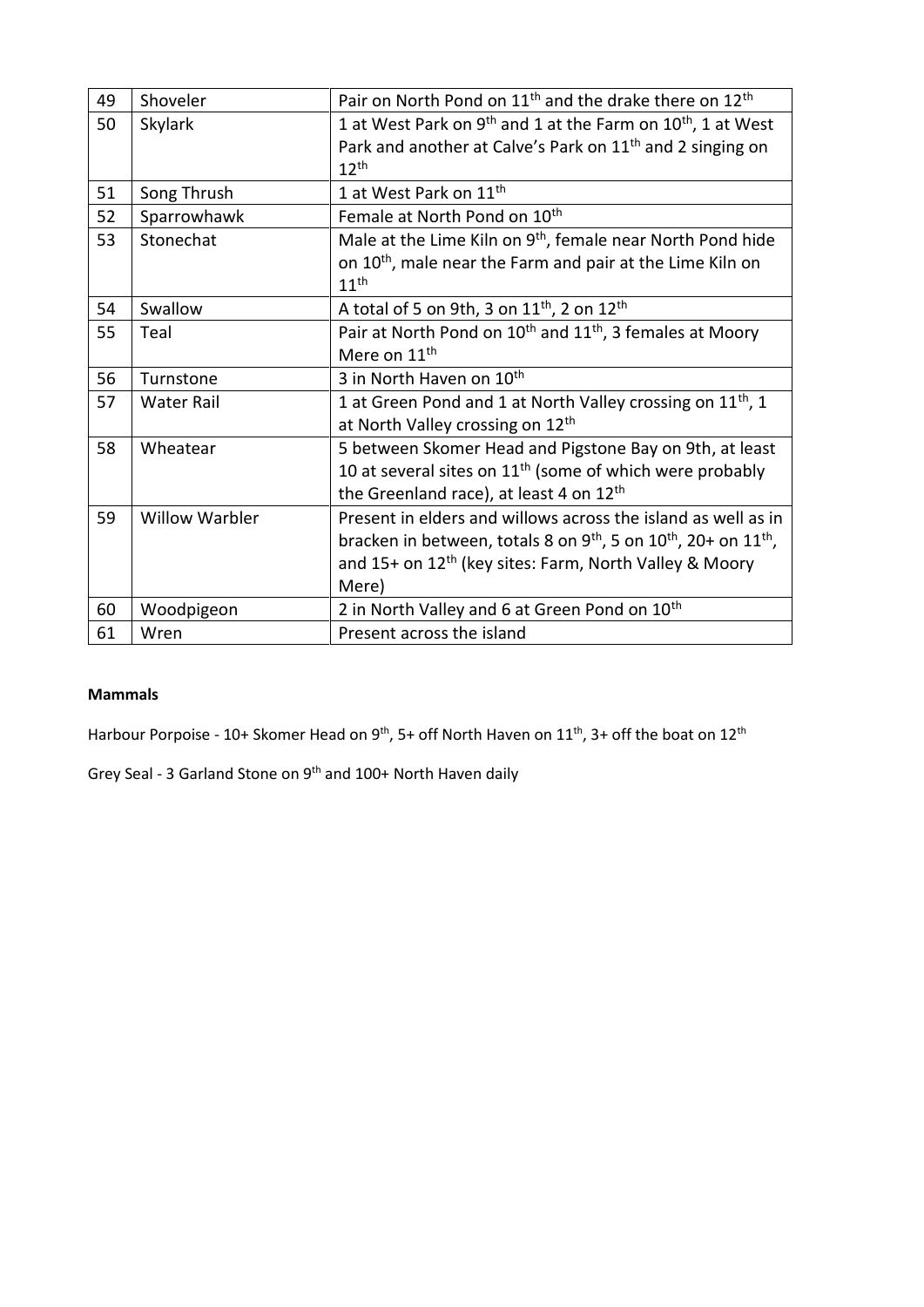| | | |
|---|---|---|
| 49 | Shoveler | Pair on North Pond on 11th and the drake there on 12th |
| 50 | Skylark | 1 at West Park on 9th and 1 at the Farm on 10th, 1 at West Park and another at Calve's Park on 11th and 2 singing on 12th |
| 51 | Song Thrush | 1 at West Park on 11th |
| 52 | Sparrowhawk | Female at North Pond on 10th |
| 53 | Stonechat | Male at the Lime Kiln on 9th, female near North Pond hide on 10th, male near the Farm and pair at the Lime Kiln on 11th |
| 54 | Swallow | A total of 5 on 9th, 3 on 11th, 2 on 12th |
| 55 | Teal | Pair at North Pond on 10th and 11th, 3 females at Moory Mere on 11th |
| 56 | Turnstone | 3 in North Haven on 10th |
| 57 | Water Rail | 1 at Green Pond and 1 at North Valley crossing on 11th, 1 at North Valley crossing on 12th |
| 58 | Wheatear | 5 between Skomer Head and Pigstone Bay on 9th, at least 10 at several sites on 11th (some of which were probably the Greenland race), at least 4 on 12th |
| 59 | Willow Warbler | Present in elders and willows across the island as well as in bracken in between, totals 8 on 9th, 5 on 10th, 20+ on 11th, and 15+ on 12th (key sites: Farm, North Valley & Moory Mere) |
| 60 | Woodpigeon | 2 in North Valley and 6 at Green Pond on 10th |
| 61 | Wren | Present across the island |

**Mammals**

Harbour Porpoise - 10+ Skomer Head on 9th, 5+ off North Haven on 11th, 3+ off the boat on 12th

Grey Seal - 3 Garland Stone on 9th and 100+ North Haven daily